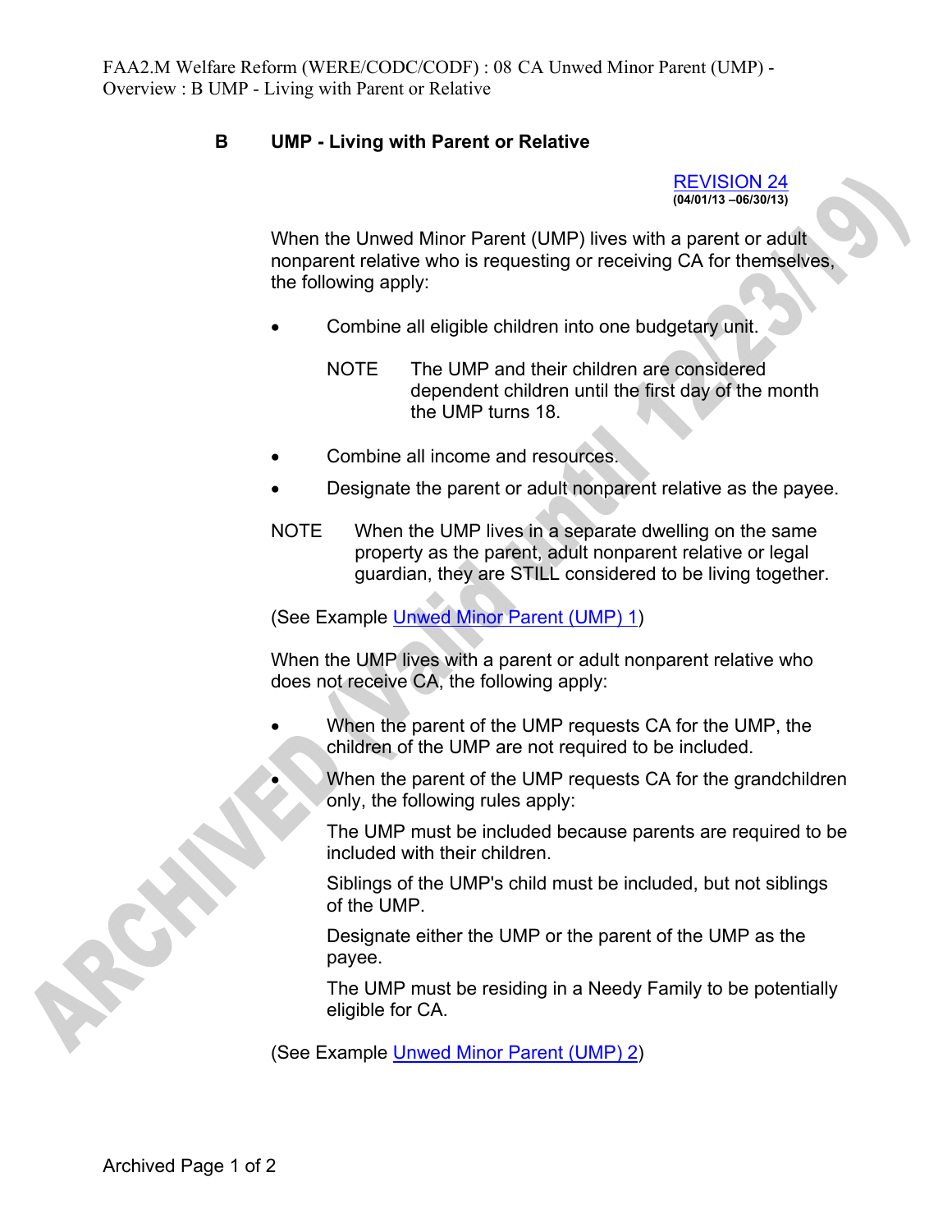## B UMP - Living with Parent or Relative

REVISION 24
(04/01/13 –06/30/13)

When the Unwed Minor Parent (UMP) lives with a parent or adult nonparent relative who is requesting or receiving CA for themselves, the following apply:

- Combine all eligible children into one budgetary unit.

  NOTE The UMP and their children are considered dependent children until the first day of the month the UMP turns 18.

- Combine all income and resources.
- Designate the parent or adult nonparent relative as the payee.

NOTE When the UMP lives in a separate dwelling on the same property as the parent, adult nonparent relative or legal guardian, they are STILL considered to be living together.

(See Example Unwed Minor Parent (UMP) 1)

When the UMP lives with a parent or adult nonparent relative who does not receive CA, the following apply:

- When the parent of the UMP requests CA for the UMP, the children of the UMP are not required to be included.
- When the parent of the UMP requests CA for the grandchildren only, the following rules apply:

  The UMP must be included because parents are required to be included with their children.

  Siblings of the UMP's child must be included, but not siblings of the UMP.

  Designate either the UMP or the parent of the UMP as the payee.

  The UMP must be residing in a Needy Family to be potentially eligible for CA.

(See Example Unwed Minor Parent (UMP) 2)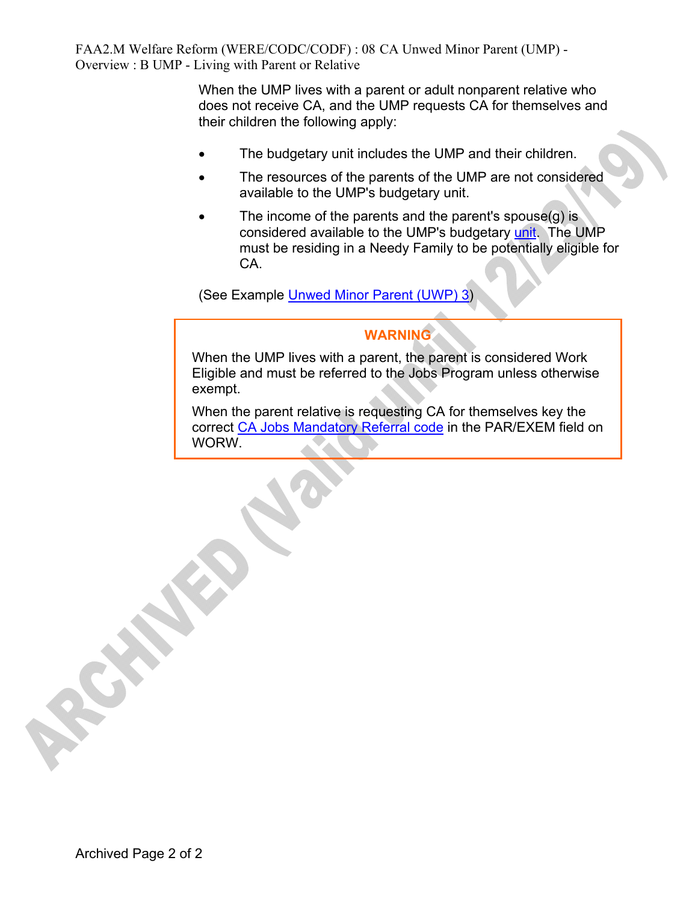When the UMP lives with a parent or adult nonparent relative who does not receive CA, and the UMP requests CA for themselves and their children the following apply:

- The budgetary unit includes the UMP and their children.
- The resources of the parents of the UMP are not considered available to the UMP's budgetary unit.
- The income of the parents and the parent's spouse(g) is considered available to the UMP's budgetary unit. The UMP must be residing in a Needy Family to be potentially eligible for CA.

(See Example Unwed Minor Parent (UWP) 3)

**WARNING**

When the UMP lives with a parent, the parent is considered Work Eligible and must be referred to the Jobs Program unless otherwise exempt.

When the parent relative is requesting CA for themselves key the correct CA Jobs Mandatory Referral code in the PAR/EXEM field on WORW.